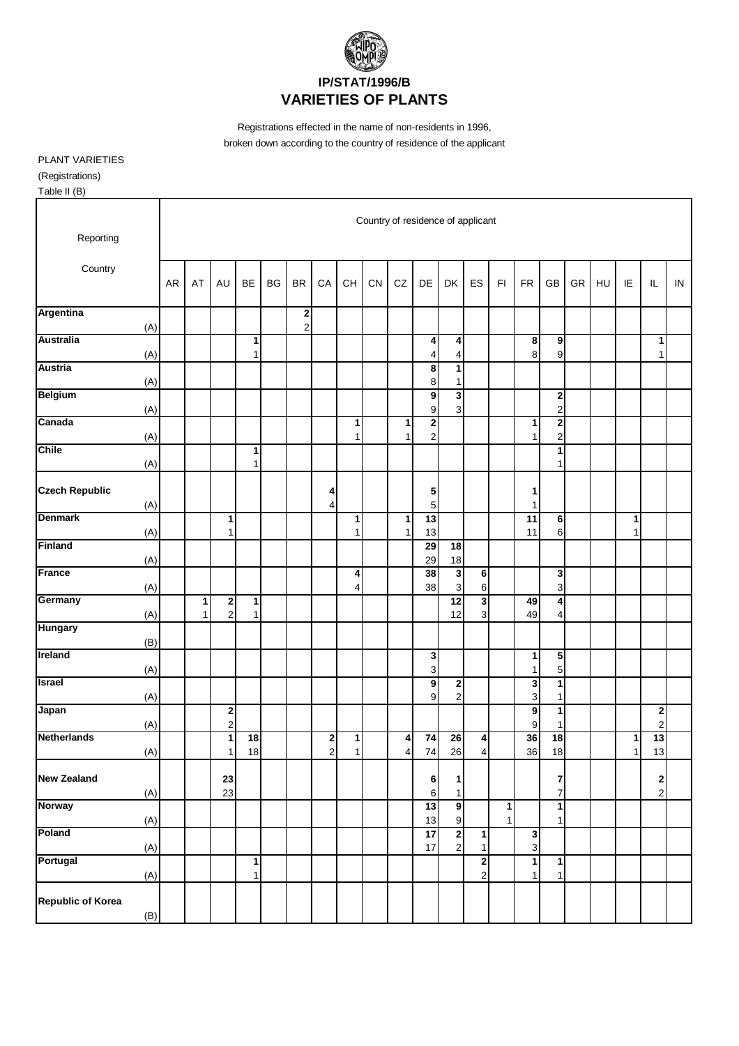# IP/STAT/1996/B
# VARIETIES OF PLANTS

Registrations effected in the name of non-residents in 1996,
broken down according to the country of residence of the applicant

PLANT VARIETIES
(Registrations)
Table II (B)

| Reporting Country | | Country of residence of applicant | | | | | | | | | | | | | | | | | | | | |
|---|---|---|---|---|---|---|---|---|---|---|---|---|---|---|---|---|---|---|---|---|---|---|
| | | AR | AT | AU | BE | BG | BR | CA | CH | CN | CZ | DE | DK | ES | FI | FR | GB | GR | HU | IE | IL | IN |
| **Argentina** | | | | | | | **2** | | | | | | | | | | | | | | | |
| | (A) | | | | | | 2 | | | | | | | | | | | | | | | |
| **Australia** | | | | | **1** | | | | | | | **4** | **4** | | | **8** | **9** | | | | **1** | |
| | (A) | | | | 1 | | | | | | | 4 | 4 | | | 8 | 9 | | | | 1 | |
| **Austria** | | | | | | | | | | | | **8** | **1** | | | | | | | | | |
| | (A) | | | | | | | | | | | 8 | 1 | | | | | | | | | |
| **Belgium** | | | | | | | | | | | | **9** | **3** | | | | **2** | | | | | |
| | (A) | | | | | | | | | | | 9 | 3 | | | | 2 | | | | | |
| **Canada** | | | | | | | | | **1** | | **1** | **2** | | | | **1** | **2** | | | | | |
| | (A) | | | | | | | | 1 | | 1 | 2 | | | | 1 | 2 | | | | | |
| **Chile** | | | | | **1** | | | | | | | | | | | | **1** | | | | | |
| | (A) | | | | 1 | | | | | | | | | | | | 1 | | | | | |
| **Czech Republic** | | | | | | | | **4** | | | | **5** | | | | **1** | | | | | | |
| | (A) | | | | | | | 4 | | | | 5 | | | | 1 | | | | | | |
| **Denmark** | | | | **1** | | | | | **1** | | **1** | **13** | | | | **11** | **6** | | | **1** | | |
| | (A) | | | 1 | | | | | 1 | | 1 | 13 | | | | 11 | 6 | | | 1 | | |
| **Finland** | | | | | | | | | | | | **29** | **18** | | | | | | | | | |
| | (A) | | | | | | | | | | | 29 | 18 | | | | | | | | | |
| **France** | | | | | | | | | **4** | | | **38** | **3** | **6** | | | **3** | | | | | |
| | (A) | | | | | | | | 4 | | | 38 | 3 | 6 | | | 3 | | | | | |
| **Germany** | | | **1** | **2** | **1** | | | | | | | | **12** | **3** | | **49** | **4** | | | | | |
| | (A) | | 1 | 2 | 1 | | | | | | | | 12 | 3 | | 49 | 4 | | | | | |
| **Hungary** | | | | | | | | | | | | | | | | | | | | | | |
| | (B) | | | | | | | | | | | | | | | | | | | | | |
| **Ireland** | | | | | | | | | | | | **3** | | | | **1** | **5** | | | | | |
| | (A) | | | | | | | | | | | 3 | | | | 1 | 5 | | | | | |
| **Israel** | | | | | | | | | | | | **9** | **2** | | | **3** | **1** | | | | | |
| | (A) | | | | | | | | | | | 9 | 2 | | | 3 | 1 | | | | | |
| **Japan** | | | | **2** | | | | | | | | | | | | **9** | **1** | | | | **2** | |
| | (A) | | | 2 | | | | | | | | | | | | 9 | 1 | | | | 2 | |
| **Netherlands** | | | | **1** | **18** | | | **2** | **1** | | **4** | **74** | **26** | **4** | | **36** | **18** | | | **1** | **13** | |
| | (A) | | | 1 | 18 | | | 2 | 1 | | 4 | 74 | 26 | 4 | | 36 | 18 | | | 1 | 13 | |
| **New Zealand** | | | | **23** | | | | | | | | **6** | **1** | | | | **7** | | | | **2** | |
| | (A) | | | 23 | | | | | | | | 6 | 1 | | | | 7 | | | | 2 | |
| **Norway** | | | | | | | | | | | | **13** | **9** | | **1** | | **1** | | | | | |
| | (A) | | | | | | | | | | | 13 | 9 | | 1 | | 1 | | | | | |
| **Poland** | | | | | | | | | | | | **17** | **2** | **1** | | **3** | | | | | | |
| | (A) | | | | | | | | | | | 17 | 2 | 1 | | 3 | | | | | | |
| **Portugal** | | | | | **1** | | | | | | | | | **2** | | **1** | **1** | | | | | |
| | (A) | | | | 1 | | | | | | | | | 2 | | 1 | 1 | | | | | |
| **Republic of Korea** | | | | | | | | | | | | | | | | | | | | | | |
| | (B) | | | | | | | | | | | | | | | | | | | | | |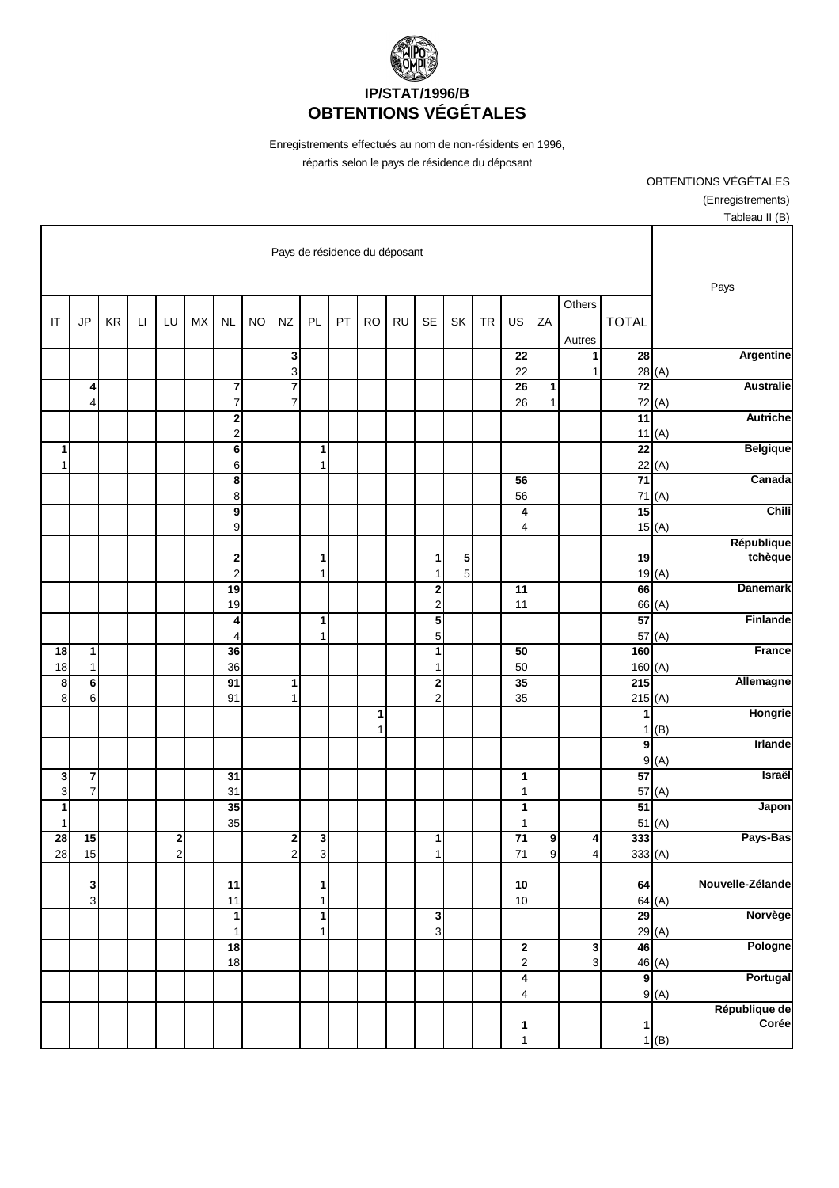# IP/STAT/1996/B
# OBTENTIONS VÉGÉTALES

Enregistrements effectués au nom de non-résidents en 1996,
répartis selon le pays de résidence du déposant

OBTENTIONS VÉGÉTALES
(Enregistrements)
Tableau II (B)

| Pays de résidence du déposant | | | | | | | | | | | | | | | | | | | | | Pays |
|---|---|---|---|---|---|---|---|---|---|---|---|---|---|---|---|---|---|---|---|---|---|
| IT | JP | KR | LI | LU | MX | NL | NO | NZ | PL | PT | RO | RU | SE | SK | TR | US | ZA | Others Autres | TOTAL | | |
| | | | | | | | | **3** | | | | | | | | **22** | | **1** | **28** | | **Argentine** |
| | | | | | | | | 3 | | | | | | | | 22 | | 1 | 28 | (A) | |
| | **4** | | | | | **7** | | **7** | | | | | | | | **26** | **1** | | **72** | | **Australie** |
| | 4 | | | | | 7 | | 7 | | | | | | | | 26 | 1 | | 72 | (A) | |
| | | | | | | **2** | | | | | | | | | | | | | **11** | | **Autriche** |
| | | | | | | 2 | | | | | | | | | | | | | 11 | (A) | |
| **1** | | | | | | **6** | | | **1** | | | | | | | | | | **22** | | **Belgique** |
| 1 | | | | | | 6 | | | 1 | | | | | | | | | | 22 | (A) | |
| | | | | | | **8** | | | | | | | | | | **56** | | | **71** | | **Canada** |
| | | | | | | 8 | | | | | | | | | | 56 | | | 71 | (A) | |
| | | | | | | **9** | | | | | | | | | | **4** | | | **15** | | **Chili** |
| | | | | | | 9 | | | | | | | | | | 4 | | | 15 | (A) | |
| | | | | | | **2** | | | **1** | | | | **1** | **5** | | | | | **19** | | **République tchèque** |
| | | | | | | 2 | | | 1 | | | | 1 | 5 | | | | | 19 | (A) | |
| | | | | | | **19** | | | | | | | **2** | | | **11** | | | **66** | | **Danemark** |
| | | | | | | 19 | | | | | | | 2 | | | 11 | | | 66 | (A) | |
| | | | | | | **4** | | | **1** | | | | **5** | | | | | | **57** | | **Finlande** |
| | | | | | | 4 | | | 1 | | | | 5 | | | | | | 57 | (A) | |
| **18** | **1** | | | | | **36** | | | | | | | **1** | | | **50** | | | **160** | | **France** |
| 18 | 1 | | | | | 36 | | | | | | | 1 | | | 50 | | | 160 | (A) | |
| **8** | **6** | | | | | **91** | | **1** | | | | | **2** | | | **35** | | | **215** | | **Allemagne** |
| 8 | 6 | | | | | 91 | | 1 | | | | | 2 | | | 35 | | | 215 | (A) | |
| | | | | | | | | | | | **1** | | | | | | | | **1** | | **Hongrie** |
| | | | | | | | | | | | 1 | | | | | | | | 1 | (B) | |
| | | | | | | | | | | | | | | | | | | | **9** | | **Irlande** |
| | | | | | | | | | | | | | | | | | | | 9 | (A) | |
| **3** | **7** | | | | | **31** | | | | | | | | | | **1** | | | **57** | | **Israël** |
| 3 | 7 | | | | | 31 | | | | | | | | | | 1 | | | 57 | (A) | |
| **1** | | | | | | **35** | | | | | | | | | | **1** | | | **51** | | **Japon** |
| 1 | | | | | | 35 | | | | | | | | | | 1 | | | 51 | (A) | |
| **28** | **15** | | | **2** | | | | **2** | **3** | | | | **1** | | | **71** | **9** | **4** | **333** | | **Pays-Bas** |
| 28 | 15 | | | 2 | | | | 2 | 3 | | | | 1 | | | 71 | 9 | 4 | 333 | (A) | |
| | **3** | | | | | **11** | | | **1** | | | | | | | **10** | | | **64** | | **Nouvelle-Zélande** |
| | 3 | | | | | 11 | | | 1 | | | | | | | 10 | | | 64 | (A) | |
| | | | | | | **1** | | | **1** | | | | **3** | | | | | | **29** | | **Norvège** |
| | | | | | | 1 | | | 1 | | | | 3 | | | | | | 29 | (A) | |
| | | | | | | **18** | | | | | | | | | | **2** | | **3** | **46** | | **Pologne** |
| | | | | | | 18 | | | | | | | | | | 2 | | 3 | 46 | (A) | |
| | | | | | | | | | | | | | | | | **4** | | | **9** | | **Portugal** |
| | | | | | | | | | | | | | | | | 4 | | | 9 | (A) | |
| | | | | | | | | | | | | | | | | **1** | | | **1** | | **République de Corée** |
| | | | | | | | | | | | | | | | | 1 | | | 1 | (B) | |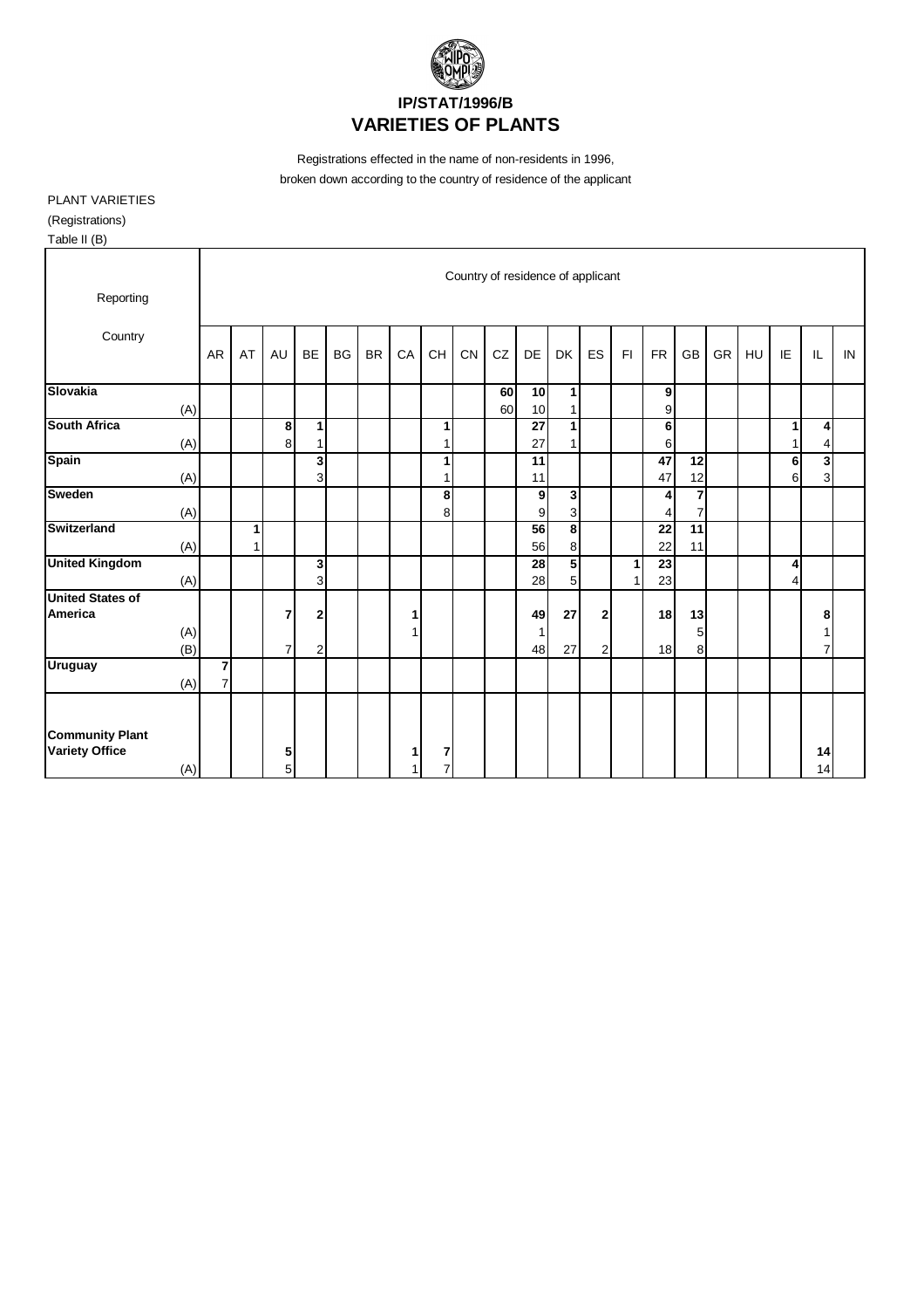# IP/STAT/1996/B
# VARIETIES OF PLANTS

Registrations effected in the name of non-residents in 1996, broken down according to the country of residence of the applicant

PLANT VARIETIES
(Registrations)
Table II (B)

| Reporting Country | | Country of residence of applicant | | | | | | | | | | | | | | | | | | | | |
|---|---|---|---|---|---|---|---|---|---|---|---|---|---|---|---|---|---|---|---|---|---|---|
| | | AR | AT | AU | BE | BG | BR | CA | CH | CN | CZ | DE | DK | ES | FI | FR | GB | GR | HU | IE | IL | IN |
| **Slovakia** | | | | | | | | | | | **60** | **10** | **1** | | | **9** | | | | | | |
| | (A) | | | | | | | | | | 60 | 10 | 1 | | | 9 | | | | | | |
| **South Africa** | | | | **8** | **1** | | | | **1** | | | **27** | **1** | | | **6** | | | | **1** | **4** | |
| | (A) | | | 8 | 1 | | | | 1 | | | 27 | 1 | | | 6 | | | | 1 | 4 | |
| **Spain** | | | | | **3** | | | | **1** | | | **11** | | | | **47** | **12** | | | **6** | **3** | |
| | (A) | | | | 3 | | | | 1 | | | 11 | | | | 47 | 12 | | | 6 | 3 | |
| **Sweden** | | | | | | | | | **8** | | | **9** | **3** | | | **4** | **7** | | | | | |
| | (A) | | | | | | | | 8 | | | 9 | 3 | | | 4 | 7 | | | | | |
| **Switzerland** | | | **1** | | | | | | | | | **56** | **8** | | | **22** | **11** | | | | | |
| | (A) | | 1 | | | | | | | | | 56 | 8 | | | 22 | 11 | | | | | |
| **United Kingdom** | | | | | **3** | | | | | | | **28** | **5** | | **1** | **23** | | | | **4** | | |
| | (A) | | | | 3 | | | | | | | 28 | 5 | | 1 | 23 | | | | 4 | | |
| **United States of America** | | | | **7** | **2** | | | **1** | | | | **49** | **27** | **2** | | **18** | **13** | | | | **8** | |
| | (A) | | | | | | | 1 | | | | 1 | | | | | 5 | | | | 1 | |
| | (B) | | | 7 | 2 | | | | | | | 48 | 27 | 2 | | 18 | 8 | | | | 7 | |
| **Uruguay** | | **7** | | | | | | | | | | | | | | | | | | | | |
| | (A) | 7 | | | | | | | | | | | | | | | | | | | | |
| **Community Plant Variety Office** | | | | **5** | | | | **1** | **7** | | | | | | | | | | | | **14** | |
| | (A) | | | 5 | | | | 1 | 7 | | | | | | | | | | | | 14 | |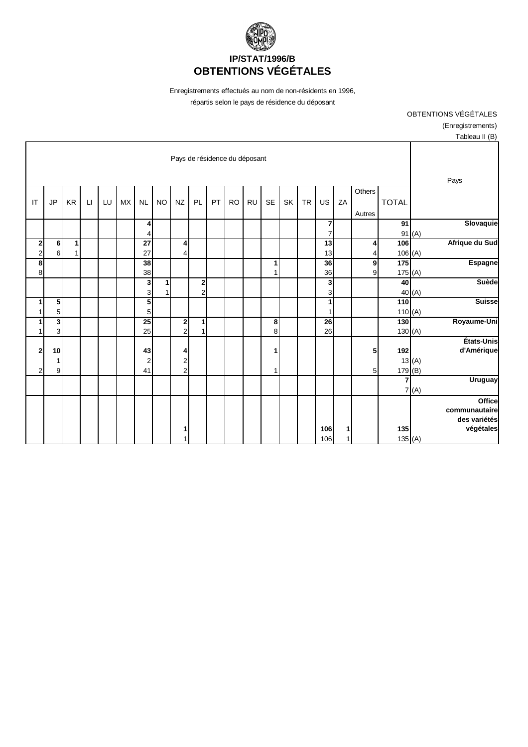# IP/STAT/1996/B
# OBTENTIONS VÉGÉTALES

Enregistrements effectués au nom de non-résidents en 1996,
répartis selon le pays de résidence du déposant

OBTENTIONS VÉGÉTALES
(Enregistrements)
Tableau II (B)

| Pays de résidence du déposant | | | | | | | | | | | | | | | | | | | | | | Pays |
|---|---|---|---|---|---|---|---|---|---|---|---|---|---|---|---|---|---|---|---|---|---|---|
| IT | JP | KR | LI | LU | MX | NL | NO | NZ | PL | PT | RO | RU | SE | SK | TR | US | ZA | Others / Autres | TOTAL | | | |
| | | | | | | **4** | | | | | | | | | | **7** | | | **91** | | | **Slovaquie** |
| | | | | | | 4 | | | | | | | | | | 7 | | | 91 | (A) | | |
| **2** | **6** | **1** | | | | **27** | | **4** | | | | | | | | **13** | | **4** | **106** | | | **Afrique du Sud** |
| 2 | 6 | 1 | | | | 27 | | 4 | | | | | | | | 13 | | 4 | 106 | (A) | | |
| **8** | | | | | | **38** | | | | | | | **1** | | | **36** | | **9** | **175** | | | **Espagne** |
| 8 | | | | | | 38 | | | | | | | 1 | | | 36 | | 9 | 175 | (A) | | |
| | | | | | | **3** | **1** | | **2** | | | | | | | **3** | | | **40** | | | **Suède** |
| | | | | | | 3 | 1 | | 2 | | | | | | | 3 | | | 40 | (A) | | |
| **1** | **5** | | | | | **5** | | | | | | | | | | **1** | | | **110** | | | **Suisse** |
| 1 | 5 | | | | | 5 | | | | | | | | | | 1 | | | 110 | (A) | | |
| **1** | **3** | | | | | **25** | | **2** | **1** | | | | **8** | | | **26** | | | **130** | | | **Royaume-Uni** |
| 1 | 3 | | | | | 25 | | 2 | 1 | | | | 8 | | | 26 | | | 130 | (A) | | |
| **2** | **10** | | | | | **43** | | **4** | | | | | **1** | | | | | **5** | **192** | | | **États-Unis d'Amérique** |
| | 1 | | | | | 2 | | 2 | | | | | | | | | | | 13 | (A) | | |
| 2 | 9 | | | | | 41 | | 2 | | | | | 1 | | | | | 5 | 179 | (B) | | |
| | | | | | | | | | | | | | | | | | | | **7** | | | **Uruguay** |
| | | | | | | | | | | | | | | | | | | | 7 | (A) | | |
| | | | | | | | | **1** | | | | | | | | **106** | **1** | | **135** | | | **Office communautaire des variétés végétales** |
| | | | | | | | | 1 | | | | | | | | 106 | 1 | | 135 | (A) | | |